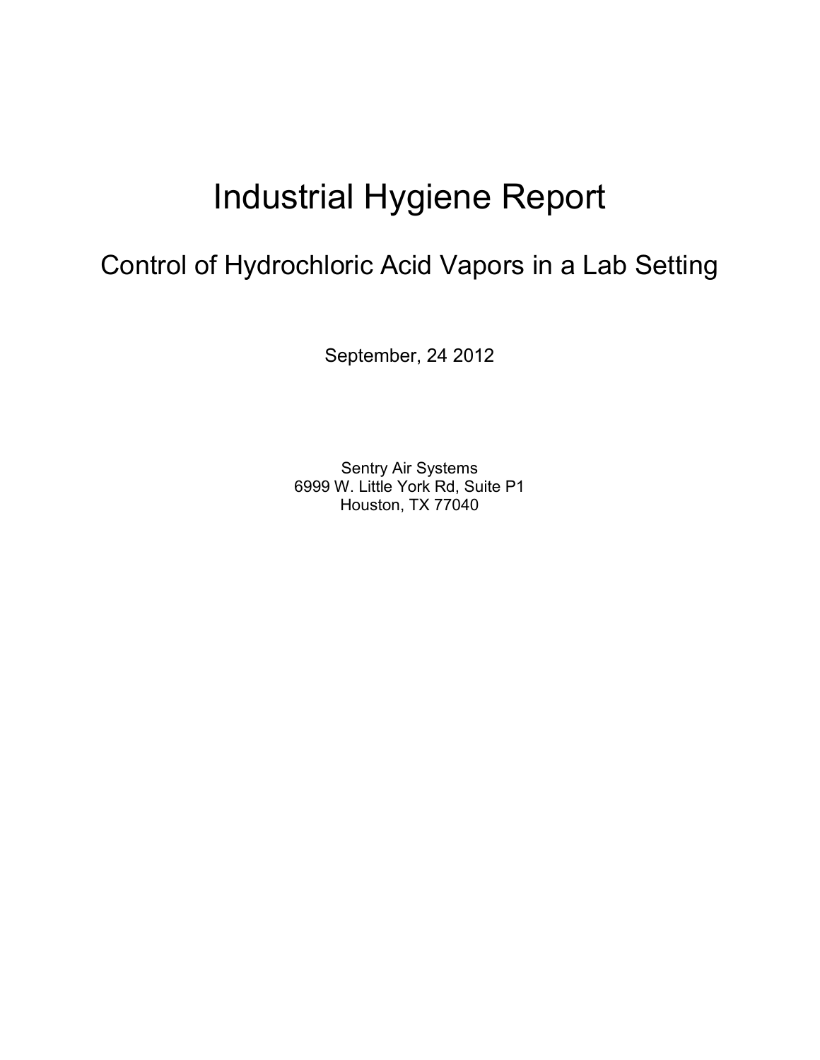# Industrial Hygiene Report

## Control of Hydrochloric Acid Vapors in a Lab Setting

September, 24 2012

Sentry Air Systems
6999 W. Little York Rd, Suite P1
Houston, TX 77040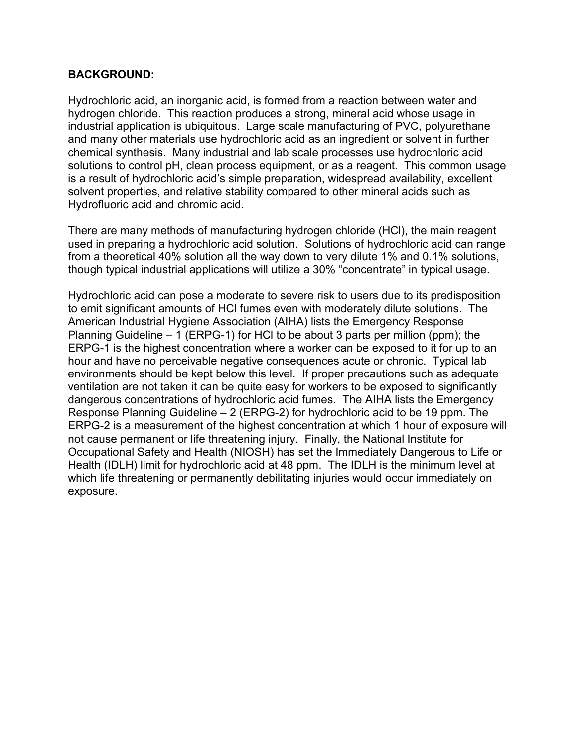**BACKGROUND:**

Hydrochloric acid, an inorganic acid, is formed from a reaction between water and hydrogen chloride. This reaction produces a strong, mineral acid whose usage in industrial application is ubiquitous. Large scale manufacturing of PVC, polyurethane and many other materials use hydrochloric acid as an ingredient or solvent in further chemical synthesis. Many industrial and lab scale processes use hydrochloric acid solutions to control pH, clean process equipment, or as a reagent. This common usage is a result of hydrochloric acid's simple preparation, widespread availability, excellent solvent properties, and relative stability compared to other mineral acids such as Hydrofluoric acid and chromic acid.

There are many methods of manufacturing hydrogen chloride (HCl), the main reagent used in preparing a hydrochloric acid solution. Solutions of hydrochloric acid can range from a theoretical 40% solution all the way down to very dilute 1% and 0.1% solutions, though typical industrial applications will utilize a 30% "concentrate" in typical usage.

Hydrochloric acid can pose a moderate to severe risk to users due to its predisposition to emit significant amounts of HCl fumes even with moderately dilute solutions. The American Industrial Hygiene Association (AIHA) lists the Emergency Response Planning Guideline – 1 (ERPG-1) for HCl to be about 3 parts per million (ppm); the ERPG-1 is the highest concentration where a worker can be exposed to it for up to an hour and have no perceivable negative consequences acute or chronic. Typical lab environments should be kept below this level. If proper precautions such as adequate ventilation are not taken it can be quite easy for workers to be exposed to significantly dangerous concentrations of hydrochloric acid fumes. The AIHA lists the Emergency Response Planning Guideline – 2 (ERPG-2) for hydrochloric acid to be 19 ppm. The ERPG-2 is a measurement of the highest concentration at which 1 hour of exposure will not cause permanent or life threatening injury. Finally, the National Institute for Occupational Safety and Health (NIOSH) has set the Immediately Dangerous to Life or Health (IDLH) limit for hydrochloric acid at 48 ppm. The IDLH is the minimum level at which life threatening or permanently debilitating injuries would occur immediately on exposure.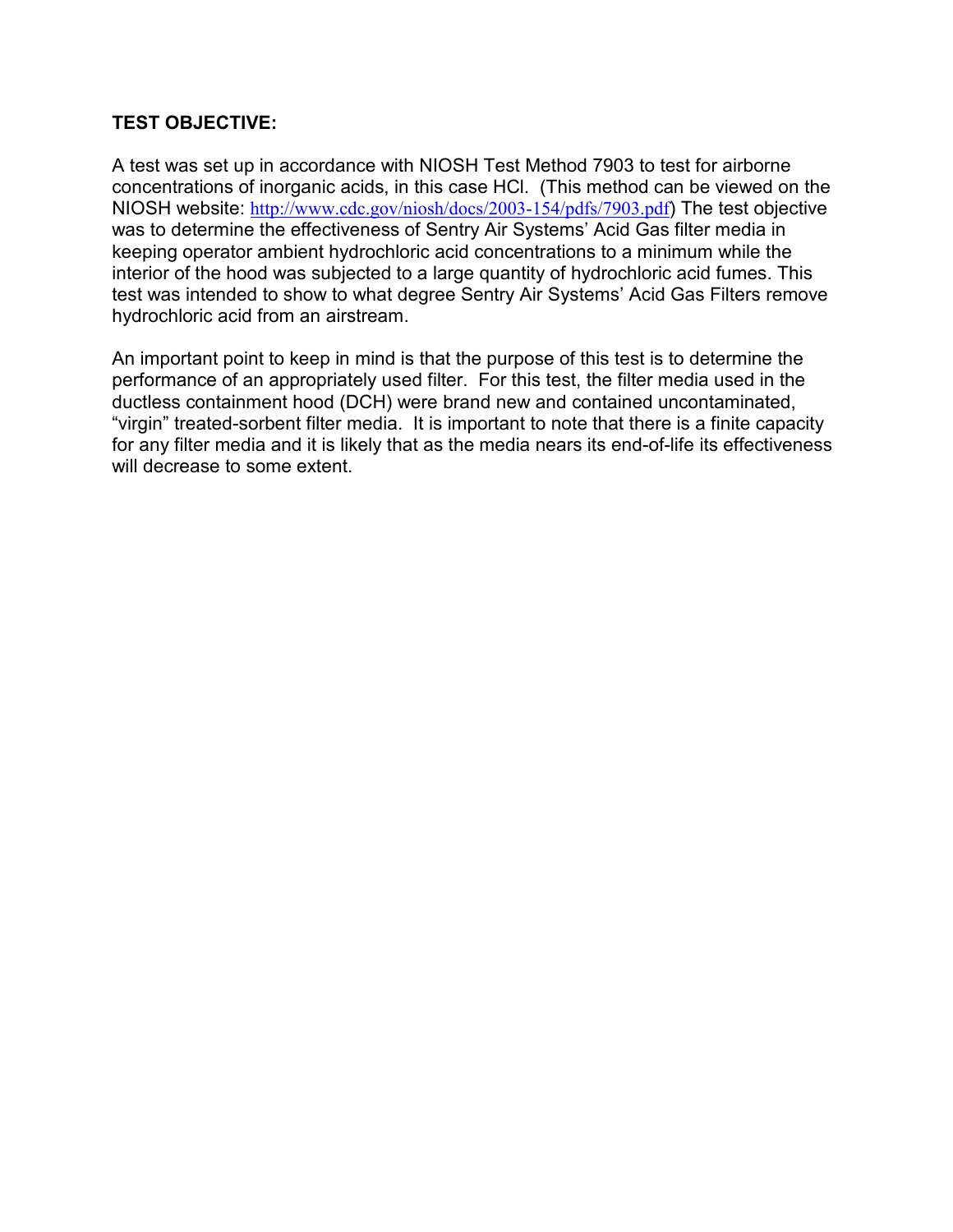**TEST OBJECTIVE:**

A test was set up in accordance with NIOSH Test Method 7903 to test for airborne concentrations of inorganic acids, in this case HCl. (This method can be viewed on the NIOSH website: http://www.cdc.gov/niosh/docs/2003-154/pdfs/7903.pdf) The test objective was to determine the effectiveness of Sentry Air Systems' Acid Gas filter media in keeping operator ambient hydrochloric acid concentrations to a minimum while the interior of the hood was subjected to a large quantity of hydrochloric acid fumes. This test was intended to show to what degree Sentry Air Systems' Acid Gas Filters remove hydrochloric acid from an airstream.

An important point to keep in mind is that the purpose of this test is to determine the performance of an appropriately used filter. For this test, the filter media used in the ductless containment hood (DCH) were brand new and contained uncontaminated, "virgin" treated-sorbent filter media. It is important to note that there is a finite capacity for any filter media and it is likely that as the media nears its end-of-life its effectiveness will decrease to some extent.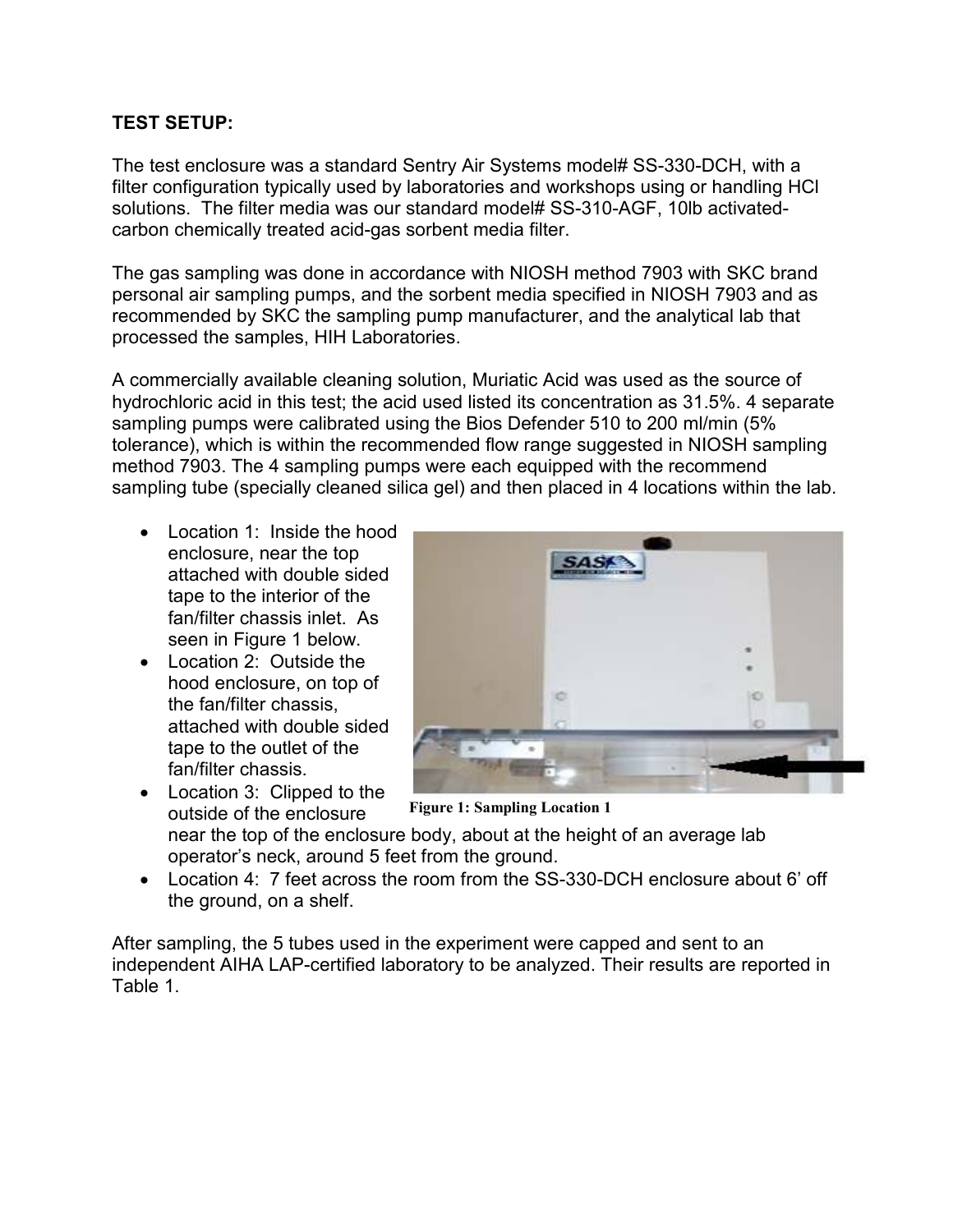**TEST SETUP:**

The test enclosure was a standard Sentry Air Systems model# SS-330-DCH, with a filter configuration typically used by laboratories and workshops using or handling HCl solutions. The filter media was our standard model# SS-310-AGF, 10lb activated-carbon chemically treated acid-gas sorbent media filter.

The gas sampling was done in accordance with NIOSH method 7903 with SKC brand personal air sampling pumps, and the sorbent media specified in NIOSH 7903 and as recommended by SKC the sampling pump manufacturer, and the analytical lab that processed the samples, HIH Laboratories.

A commercially available cleaning solution, Muriatic Acid was used as the source of hydrochloric acid in this test; the acid used listed its concentration as 31.5%. 4 separate sampling pumps were calibrated using the Bios Defender 510 to 200 ml/min (5% tolerance), which is within the recommended flow range suggested in NIOSH sampling method 7903. The 4 sampling pumps were each equipped with the recommend sampling tube (specially cleaned silica gel) and then placed in 4 locations within the lab.

- Location 1: Inside the hood enclosure, near the top attached with double sided tape to the interior of the fan/filter chassis inlet. As seen in Figure 1 below.
- Location 2: Outside the hood enclosure, on top of the fan/filter chassis, attached with double sided tape to the outlet of the fan/filter chassis.
- Location 3: Clipped to the outside of the enclosure near the top of the enclosure body, about at the height of an average lab operator's neck, around 5 feet from the ground.
- Location 4: 7 feet across the room from the SS-330-DCH enclosure about 6' off the ground, on a shelf.

Figure 1: Sampling Location 1

After sampling, the 5 tubes used in the experiment were capped and sent to an independent AIHA LAP-certified laboratory to be analyzed. Their results are reported in Table 1.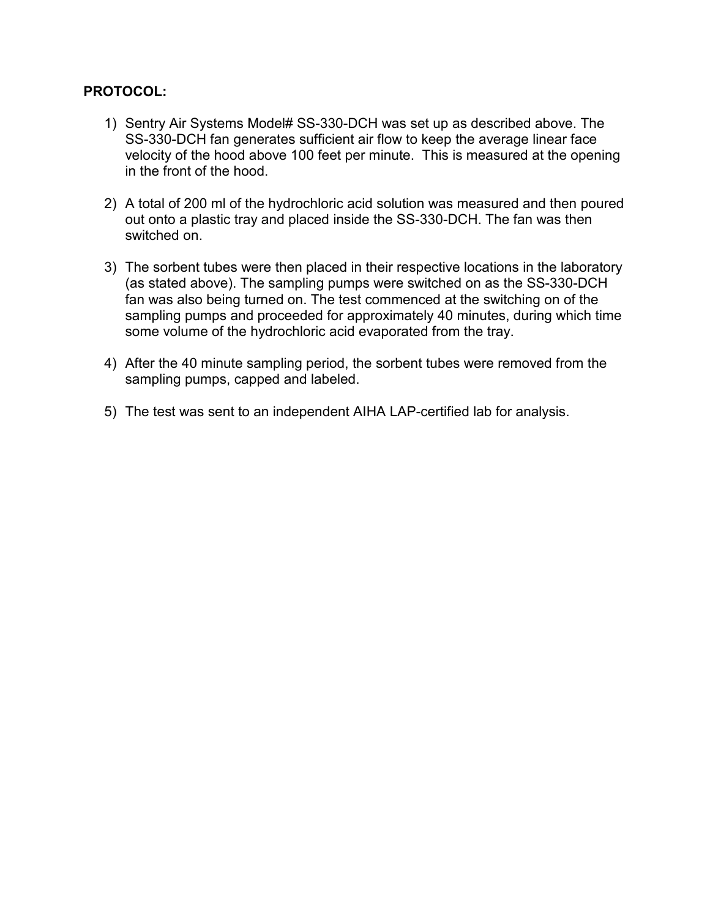**PROTOCOL:**

1) Sentry Air Systems Model# SS-330-DCH was set up as described above. The SS-330-DCH fan generates sufficient air flow to keep the average linear face velocity of the hood above 100 feet per minute. This is measured at the opening in the front of the hood.

2) A total of 200 ml of the hydrochloric acid solution was measured and then poured out onto a plastic tray and placed inside the SS-330-DCH. The fan was then switched on.

3) The sorbent tubes were then placed in their respective locations in the laboratory (as stated above). The sampling pumps were switched on as the SS-330-DCH fan was also being turned on. The test commenced at the switching on of the sampling pumps and proceeded for approximately 40 minutes, during which time some volume of the hydrochloric acid evaporated from the tray.

4) After the 40 minute sampling period, the sorbent tubes were removed from the sampling pumps, capped and labeled.

5) The test was sent to an independent AIHA LAP-certified lab for analysis.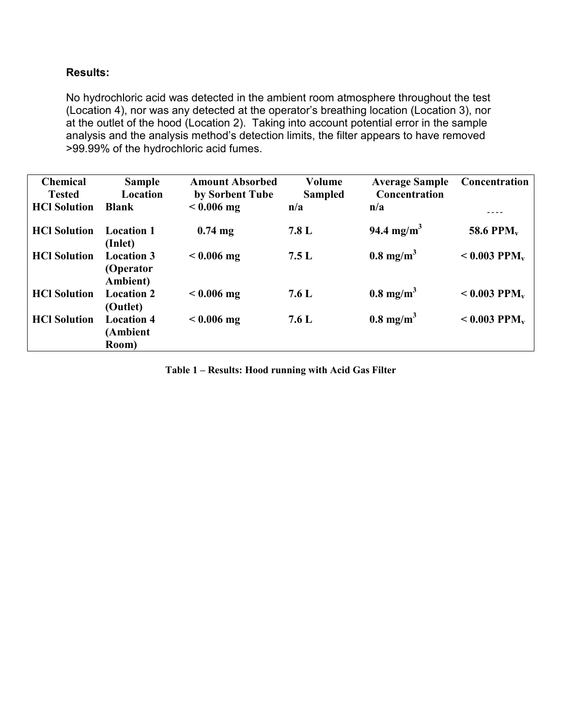**Results:**

No hydrochloric acid was detected in the ambient room atmosphere throughout the test (Location 4), nor was any detected at the operator's breathing location (Location 3), nor at the outlet of the hood (Location 2). Taking into account potential error in the sample analysis and the analysis method's detection limits, the filter appears to have removed >99.99% of the hydrochloric acid fumes.

| Chemical Tested | Sample Location | Amount Absorbed by Sorbent Tube | Volume Sampled | Average Sample Concentration | Concentration |
|---|---|---|---|---|---|
| HCl Solution | Blank | < 0.006 mg | n/a | n/a | ---- |
| HCl Solution | Location 1 (Inlet) | 0.74 mg | 7.8 L | 94.4 $mg/m^3$ | 58.6 $PPM_v$ |
| HCl Solution | Location 3 (Operator Ambient) | < 0.006 mg | 7.5 L | 0.8 $mg/m^3$ | < 0.003 $PPM_v$ |
| HCl Solution | Location 2 (Outlet) | < 0.006 mg | 7.6 L | 0.8 $mg/m^3$ | < 0.003 $PPM_v$ |
| HCl Solution | Location 4 (Ambient Room) | < 0.006 mg | 7.6 L | 0.8 $mg/m^3$ | < 0.003 $PPM_v$ |

**Table 1 – Results: Hood running with Acid Gas Filter**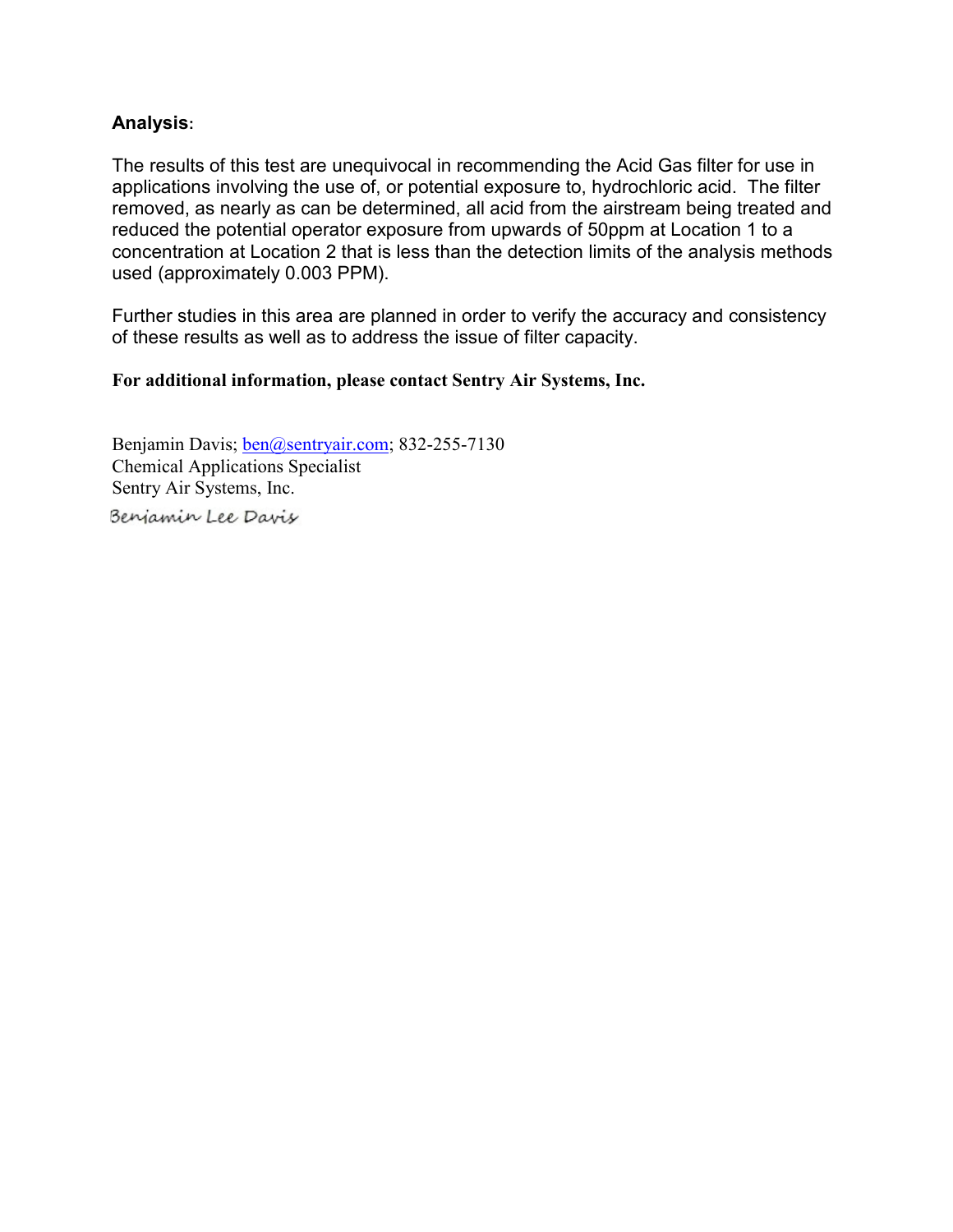**Analysis**:

The results of this test are unequivocal in recommending the Acid Gas filter for use in applications involving the use of, or potential exposure to, hydrochloric acid. The filter removed, as nearly as can be determined, all acid from the airstream being treated and reduced the potential operator exposure from upwards of 50ppm at Location 1 to a concentration at Location 2 that is less than the detection limits of the analysis methods used (approximately 0.003 PPM).

Further studies in this area are planned in order to verify the accuracy and consistency of these results as well as to address the issue of filter capacity.

**For additional information, please contact Sentry Air Systems, Inc.**

Benjamin Davis; ben@sentryair.com; 832-255-7130
Chemical Applications Specialist
Sentry Air Systems, Inc.
Benjamin Lee Davis